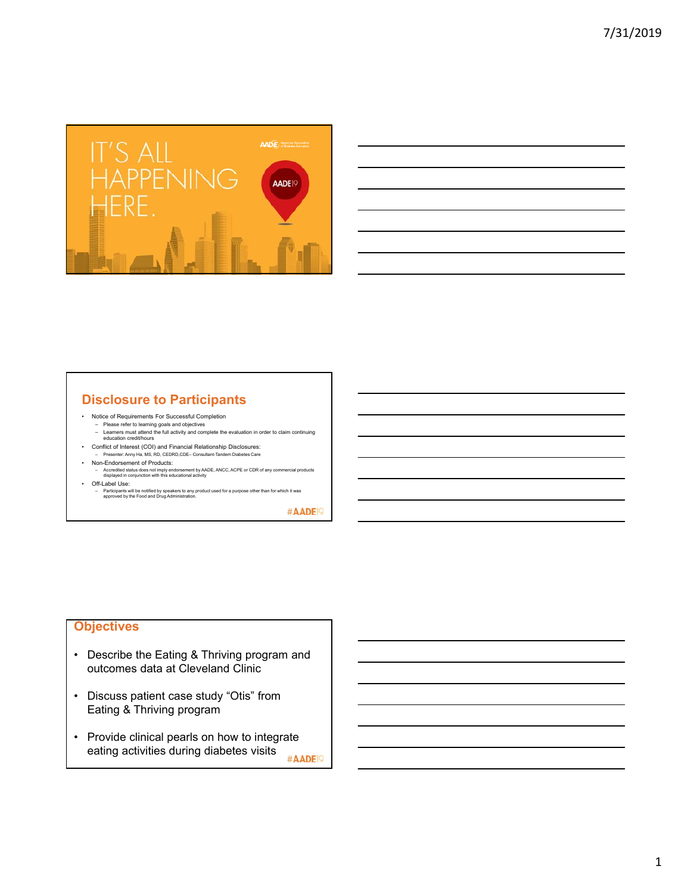IT'S ALL HAPPENING HERE.

AADE19

## Disclosure to Participants

- Notice of Requirements For Successful Completion
  - Please refer to learning goals and objectives
  - Learners must attend the full activity and complete the evaluation in order to claim continuing education credit/hours
- Conflict of Interest (COI) and Financial Relationship Disclosures:
  - Presenter: Anny Ha, MS, RD, CEDRD,CDE– Consultant-Tandem Diabetes Care
- Non-Endorsement of Products:
  - Accredited status does not imply endorsement by AADE, ANCC, ACPE or CDR of any commercial products displayed in conjunction with this educational activity
- Off-Label Use:
  - Participants will be notified by speakers to any product used for a purpose other than for which it was approved by the Food and Drug Administration.

#AADE19

## Objectives

- Describe the Eating & Thriving program and outcomes data at Cleveland Clinic
- Discuss patient case study "Otis" from Eating & Thriving program
- Provide clinical pearls on how to integrate eating activities during diabetes visits

#AADE19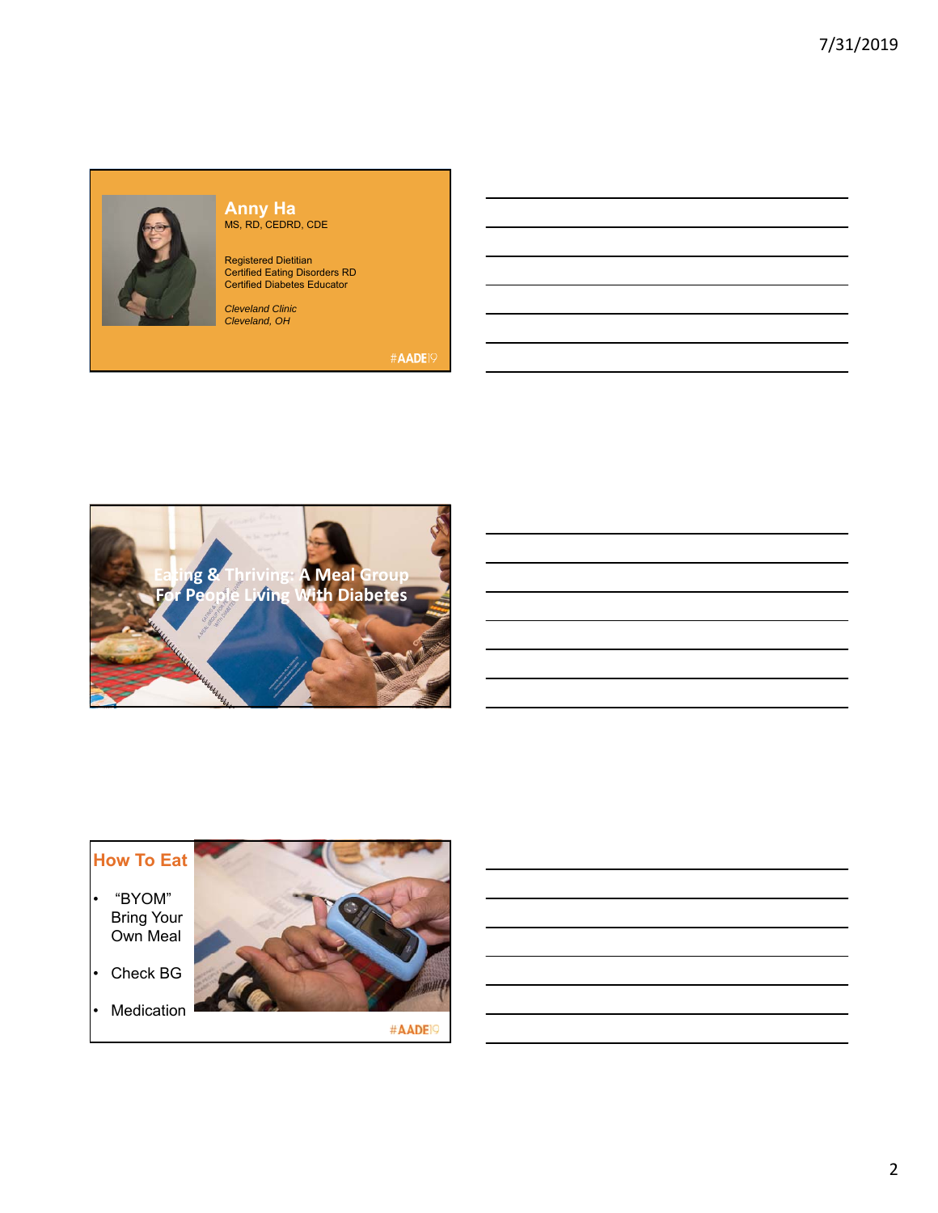## Anny Ha

MS, RD, CEDRD, CDE

Registered Dietitian
Certified Eating Disorders RD
Certified Diabetes Educator

*Cleveland Clinic*
*Cleveland, OH*

#AADE19

## Eating & Thriving: A Meal Group For People Living With Diabetes

## How To Eat

- "BYOM" Bring Your Own Meal
- Check BG
- Medication

#AADE19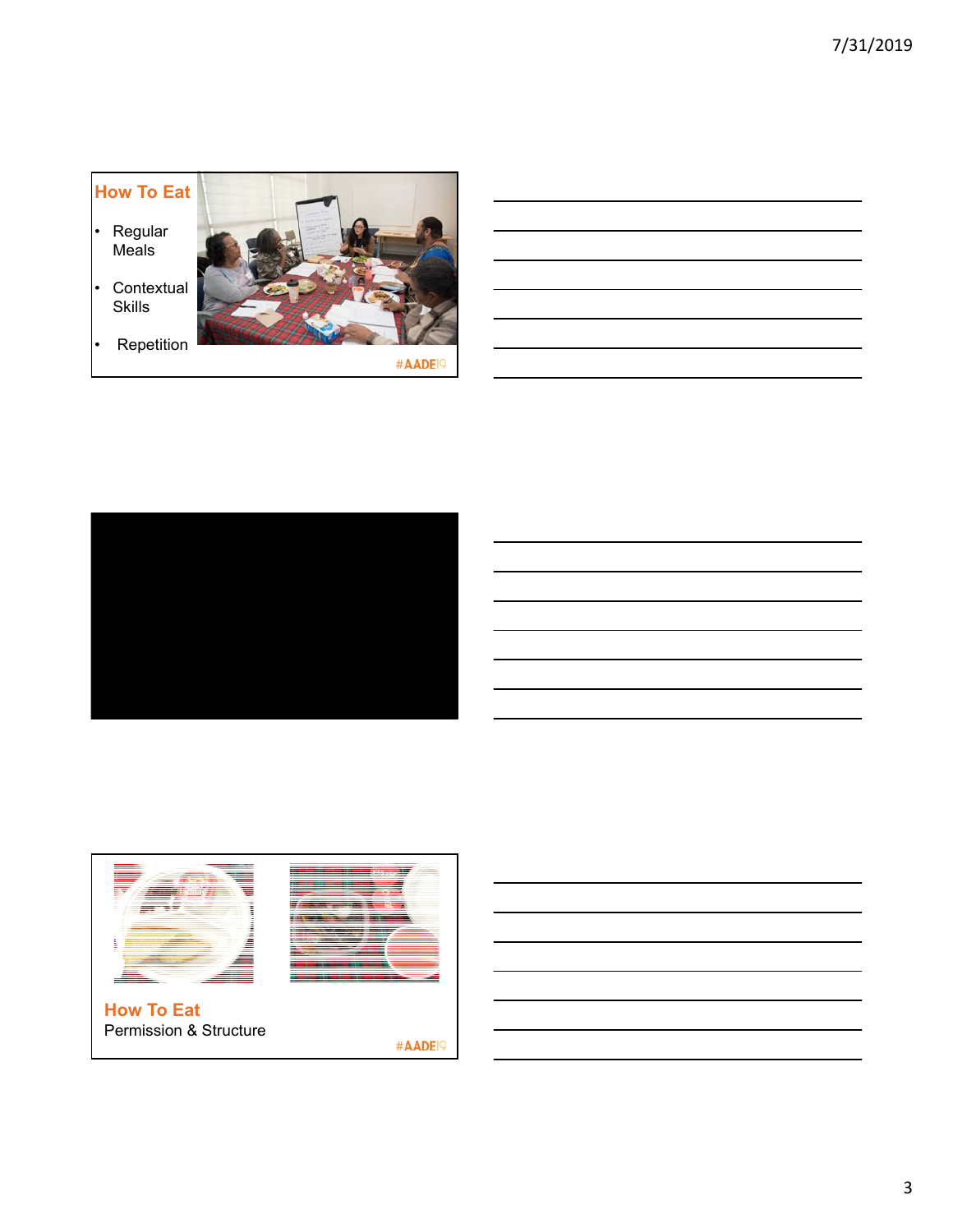## How To Eat

- Regular Meals
- Contextual Skills
- Repetition

#AADE19

## How To Eat

Permission & Structure

#AADE19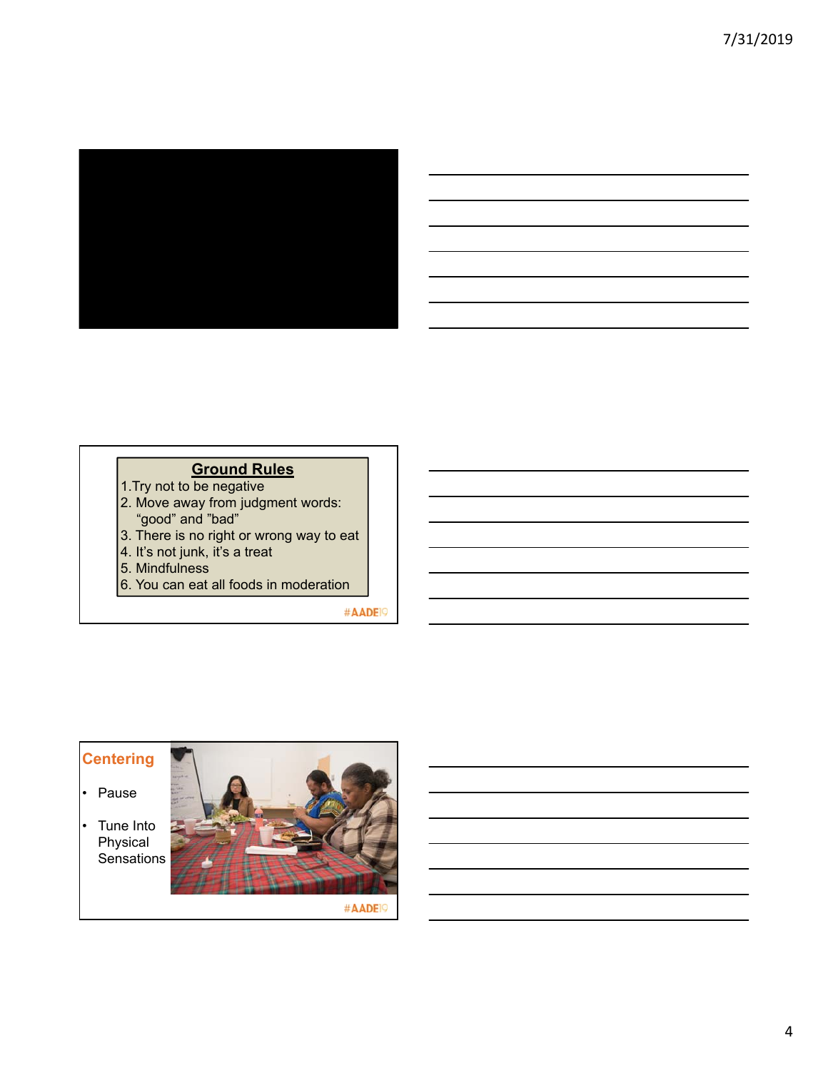## Ground Rules

1. Try not to be negative
2. Move away from judgment words: "good" and "bad"
3. There is no right or wrong way to eat
4. It's not junk, it's a treat
5. Mindfulness
6. You can eat all foods in moderation

#AADE19

## Centering

- Pause
- Tune Into Physical Sensations

#AADE19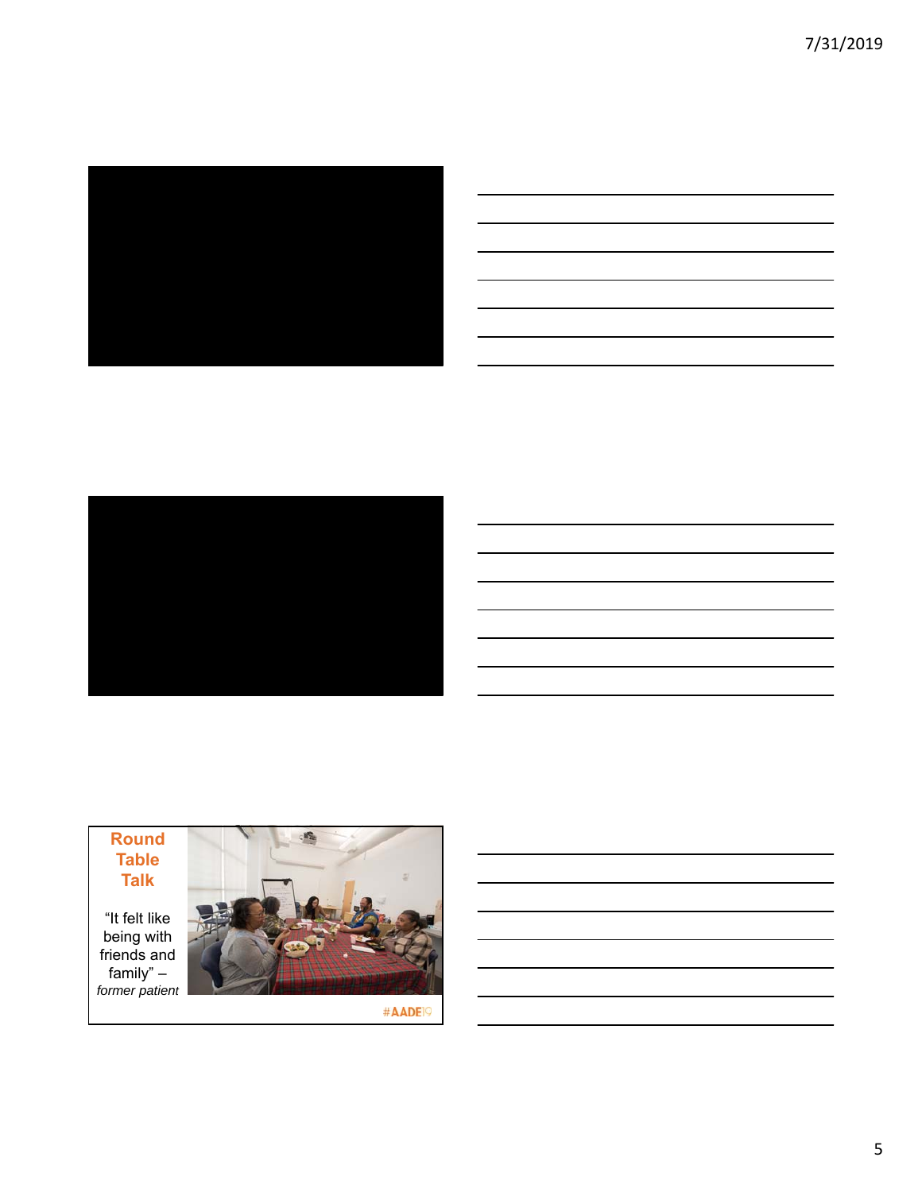**Round Table Talk**

"It felt like being with friends and family" – *former patient*

#AADE19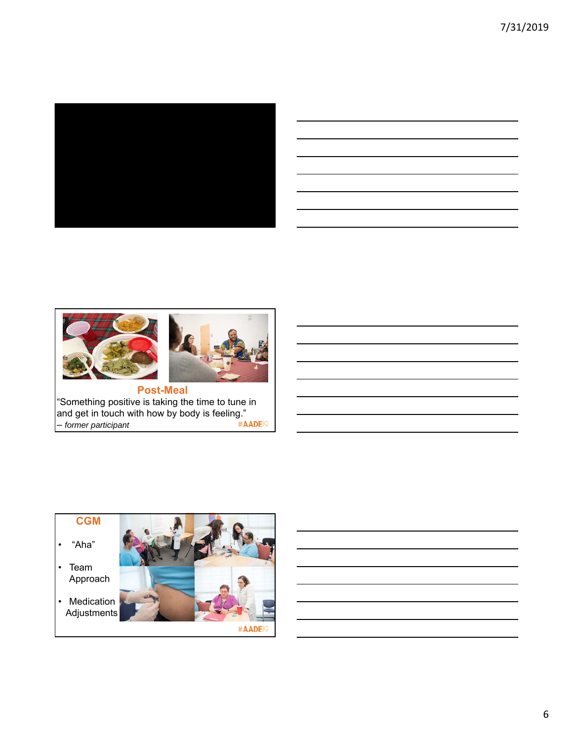## Post-Meal

"Something positive is taking the time to tune in and get in touch with how by body is feeling."
– *former participant*

#AADE19

## CGM

- "Aha"
- Team Approach
- Medication Adjustments

#AADE19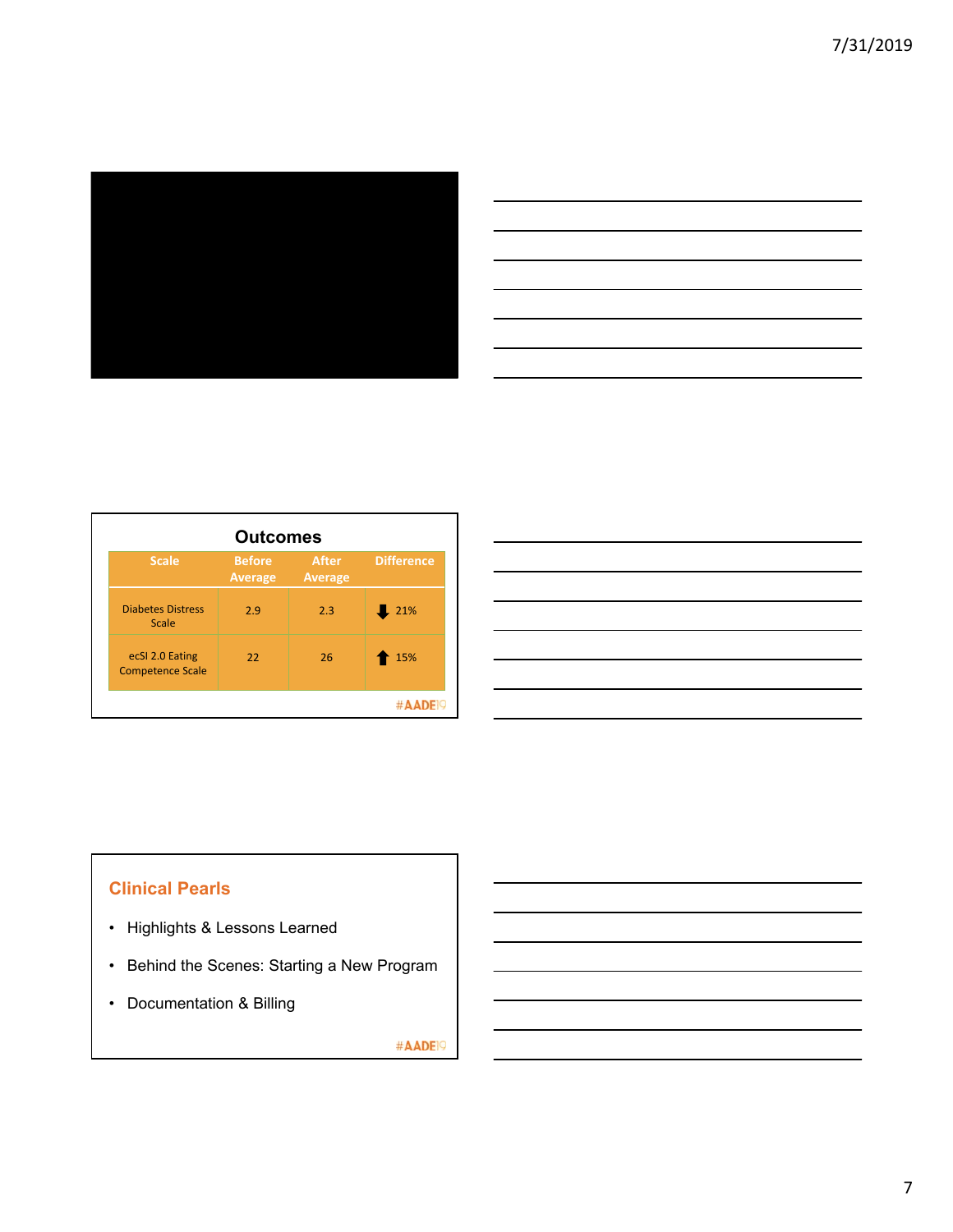## Outcomes

| Scale | Before Average | After Average | Difference |
|---|---|---|---|
| Diabetes Distress Scale | 2.9 | 2.3 | ⬇ 21% |
| ecSI 2.0 Eating Competence Scale | 22 | 26 | ⬆ 15% |

#AADE19

## Clinical Pearls

- Highlights & Lessons Learned
- Behind the Scenes: Starting a New Program
- Documentation & Billing

#AADE19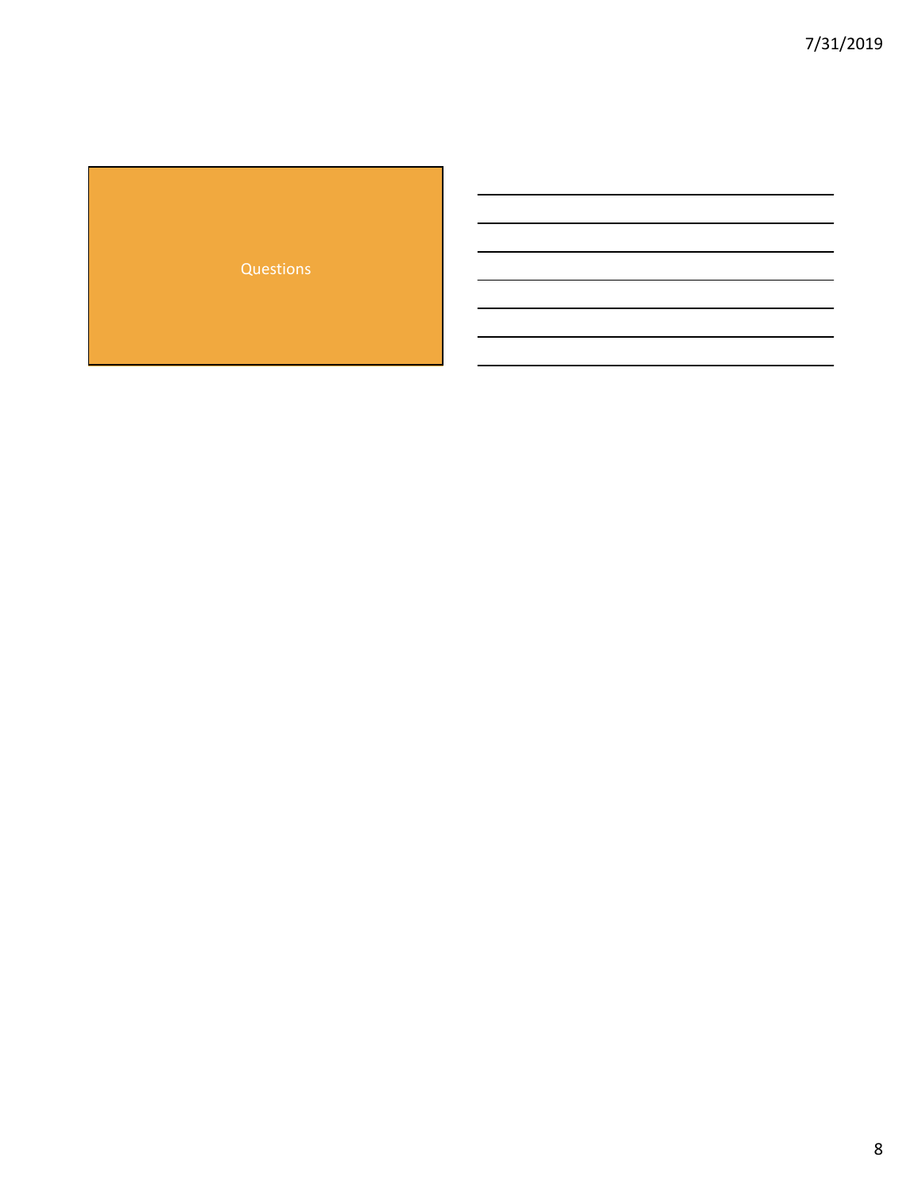Questions